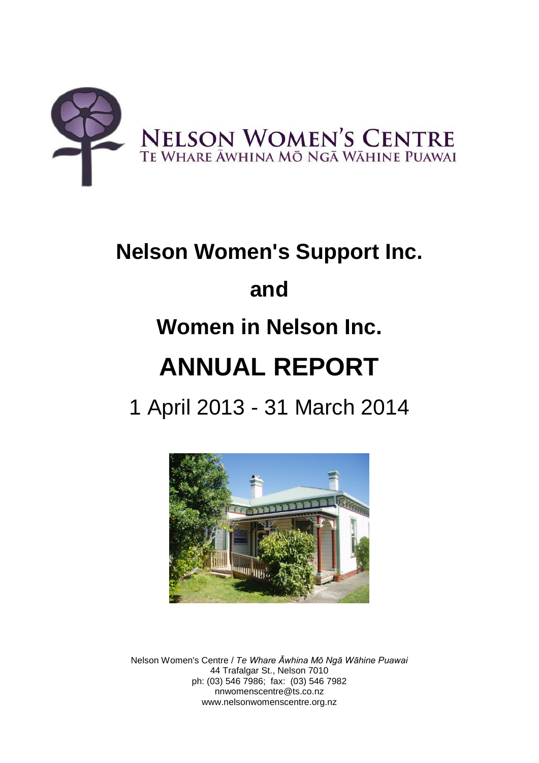NELSON WOMEN'S CENTRE
TE WHARE ĀWHINA MŌ NGĀ WĀHINE PUAWAI

# Nelson Women's Support Inc.

# and

# Women in Nelson Inc.

# ANNUAL REPORT

## 1 April 2013 - 31 March 2014

Nelson Women's Centre / *Te Whare Āwhina Mō Ngā Wāhine Puawai*
44 Trafalgar St., Nelson 7010
ph: (03) 546 7986; fax: (03) 546 7982
nnwomenscentre@ts.co.nz
www.nelsonwomenscentre.org.nz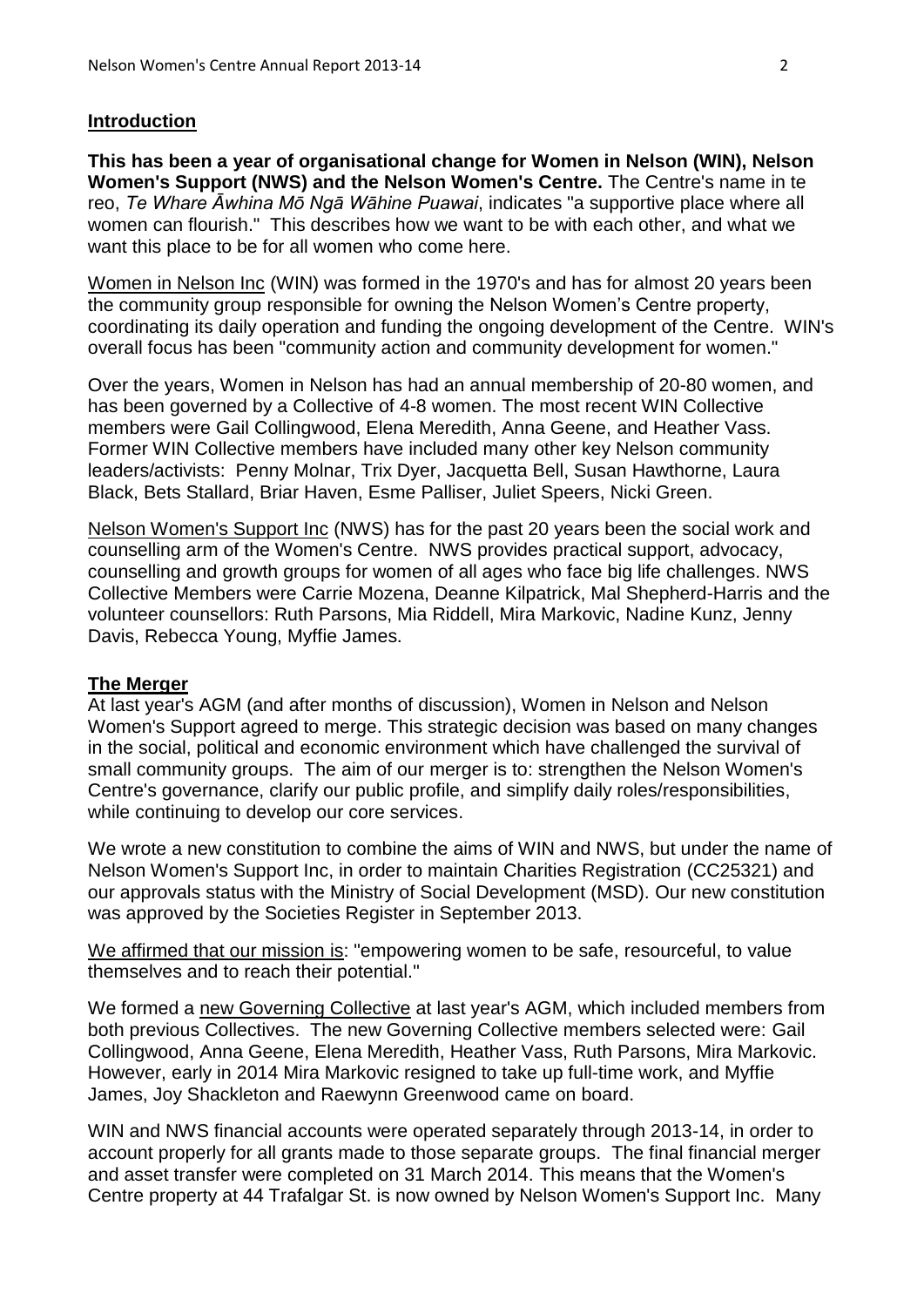## **Introduction**

**This has been a year of organisational change for Women in Nelson (WIN), Nelson Women's Support (NWS) and the Nelson Women's Centre.** The Centre's name in te reo, *Te Whare Āwhina Mō Ngā Wāhine Puawai*, indicates "a supportive place where all women can flourish." This describes how we want to be with each other, and what we want this place to be for all women who come here.

Women in Nelson Inc (WIN) was formed in the 1970's and has for almost 20 years been the community group responsible for owning the Nelson Women's Centre property, coordinating its daily operation and funding the ongoing development of the Centre. WIN's overall focus has been "community action and community development for women."

Over the years, Women in Nelson has had an annual membership of 20-80 women, and has been governed by a Collective of 4-8 women. The most recent WIN Collective members were Gail Collingwood, Elena Meredith, Anna Geene, and Heather Vass. Former WIN Collective members have included many other key Nelson community leaders/activists: Penny Molnar, Trix Dyer, Jacquetta Bell, Susan Hawthorne, Laura Black, Bets Stallard, Briar Haven, Esme Palliser, Juliet Speers, Nicki Green.

Nelson Women's Support Inc (NWS) has for the past 20 years been the social work and counselling arm of the Women's Centre. NWS provides practical support, advocacy, counselling and growth groups for women of all ages who face big life challenges. NWS Collective Members were Carrie Mozena, Deanne Kilpatrick, Mal Shepherd-Harris and the volunteer counsellors: Ruth Parsons, Mia Riddell, Mira Markovic, Nadine Kunz, Jenny Davis, Rebecca Young, Myffie James.

## **The Merger**

At last year's AGM (and after months of discussion), Women in Nelson and Nelson Women's Support agreed to merge. This strategic decision was based on many changes in the social, political and economic environment which have challenged the survival of small community groups. The aim of our merger is to: strengthen the Nelson Women's Centre's governance, clarify our public profile, and simplify daily roles/responsibilities, while continuing to develop our core services.

We wrote a new constitution to combine the aims of WIN and NWS, but under the name of Nelson Women's Support Inc, in order to maintain Charities Registration (CC25321) and our approvals status with the Ministry of Social Development (MSD). Our new constitution was approved by the Societies Register in September 2013.

We affirmed that our mission is: "empowering women to be safe, resourceful, to value themselves and to reach their potential."

We formed a new Governing Collective at last year's AGM, which included members from both previous Collectives. The new Governing Collective members selected were: Gail Collingwood, Anna Geene, Elena Meredith, Heather Vass, Ruth Parsons, Mira Markovic. However, early in 2014 Mira Markovic resigned to take up full-time work, and Myffie James, Joy Shackleton and Raewynn Greenwood came on board.

WIN and NWS financial accounts were operated separately through 2013-14, in order to account properly for all grants made to those separate groups. The final financial merger and asset transfer were completed on 31 March 2014. This means that the Women's Centre property at 44 Trafalgar St. is now owned by Nelson Women's Support Inc. Many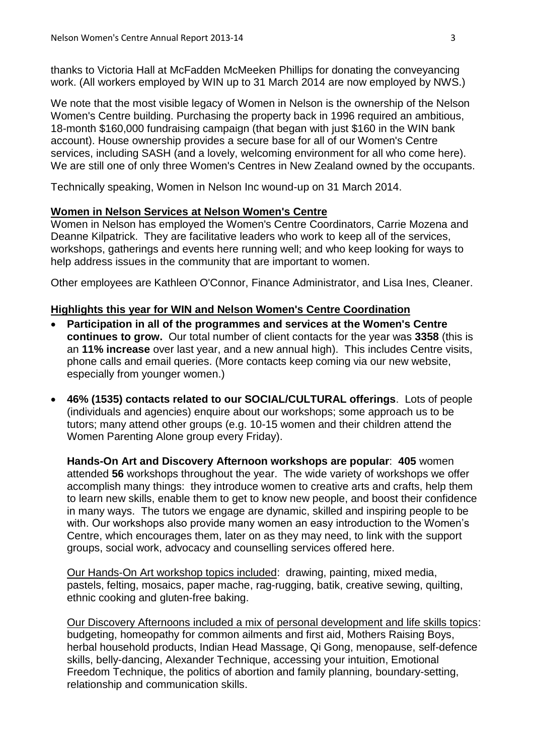thanks to Victoria Hall at McFadden McMeeken Phillips for donating the conveyancing work. (All workers employed by WIN up to 31 March 2014 are now employed by NWS.)

We note that the most visible legacy of Women in Nelson is the ownership of the Nelson Women's Centre building. Purchasing the property back in 1996 required an ambitious, 18-month $160,000 fundraising campaign (that began with just $160 in the WIN bank account). House ownership provides a secure base for all of our Women's Centre services, including SASH (and a lovely, welcoming environment for all who come here). We are still one of only three Women's Centres in New Zealand owned by the occupants.

Technically speaking, Women in Nelson Inc wound-up on 31 March 2014.

## Women in Nelson Services at Nelson Women's Centre

Women in Nelson has employed the Women's Centre Coordinators, Carrie Mozena and Deanne Kilpatrick. They are facilitative leaders who work to keep all of the services, workshops, gatherings and events here running well; and who keep looking for ways to help address issues in the community that are important to women.

Other employees are Kathleen O'Connor, Finance Administrator, and Lisa Ines, Cleaner.

## Highlights this year for WIN and Nelson Women's Centre Coordination

- **Participation in all of the programmes and services at the Women's Centre continues to grow.** Our total number of client contacts for the year was **3358** (this is an **11% increase** over last year, and a new annual high). This includes Centre visits, phone calls and email queries. (More contacts keep coming via our new website, especially from younger women.)

- **46% (1535) contacts related to our SOCIAL/CULTURAL offerings**. Lots of people (individuals and agencies) enquire about our workshops; some approach us to be tutors; many attend other groups (e.g. 10-15 women and their children attend the Women Parenting Alone group every Friday).

  **Hands-On Art and Discovery Afternoon workshops are popular**: **405** women attended **56** workshops throughout the year. The wide variety of workshops we offer accomplish many things: they introduce women to creative arts and crafts, help them to learn new skills, enable them to get to know new people, and boost their confidence in many ways. The tutors we engage are dynamic, skilled and inspiring people to be with. Our workshops also provide many women an easy introduction to the Women's Centre, which encourages them, later on as they may need, to link with the support groups, social work, advocacy and counselling services offered here.

  Our Hands-On Art workshop topics included: drawing, painting, mixed media, pastels, felting, mosaics, paper mache, rag-rugging, batik, creative sewing, quilting, ethnic cooking and gluten-free baking.

  Our Discovery Afternoons included a mix of personal development and life skills topics: budgeting, homeopathy for common ailments and first aid, Mothers Raising Boys, herbal household products, Indian Head Massage, Qi Gong, menopause, self-defence skills, belly-dancing, Alexander Technique, accessing your intuition, Emotional Freedom Technique, the politics of abortion and family planning, boundary-setting, relationship and communication skills.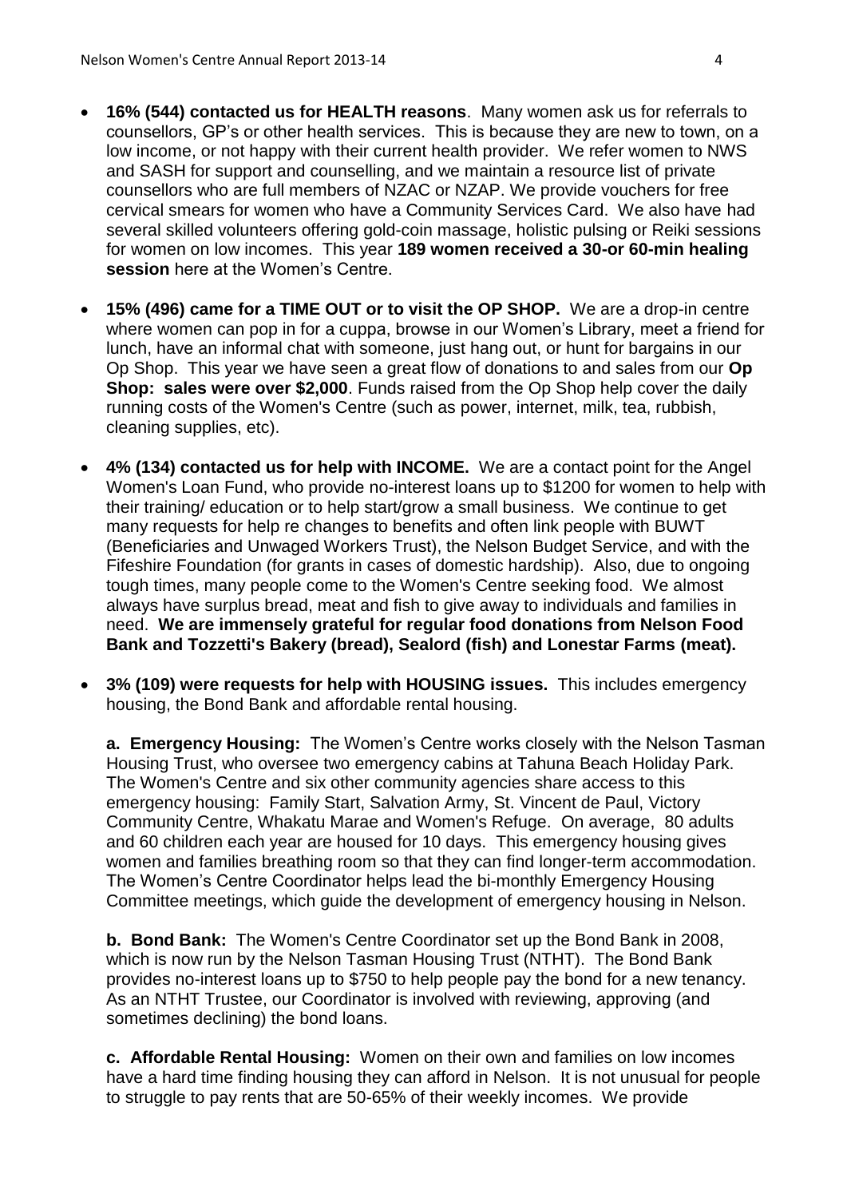- **16% (544) contacted us for HEALTH reasons**. Many women ask us for referrals to counsellors, GP's or other health services. This is because they are new to town, on a low income, or not happy with their current health provider. We refer women to NWS and SASH for support and counselling, and we maintain a resource list of private counsellors who are full members of NZAC or NZAP. We provide vouchers for free cervical smears for women who have a Community Services Card. We also have had several skilled volunteers offering gold-coin massage, holistic pulsing or Reiki sessions for women on low incomes. This year **189 women received a 30-or 60-min healing session** here at the Women's Centre.

- **15% (496) came for a TIME OUT or to visit the OP SHOP.** We are a drop-in centre where women can pop in for a cuppa, browse in our Women's Library, meet a friend for lunch, have an informal chat with someone, just hang out, or hunt for bargains in our Op Shop. This year we have seen a great flow of donations to and sales from our **Op Shop: sales were over $2,000**. Funds raised from the Op Shop help cover the daily running costs of the Women's Centre (such as power, internet, milk, tea, rubbish, cleaning supplies, etc).

- **4% (134) contacted us for help with INCOME.** We are a contact point for the Angel Women's Loan Fund, who provide no-interest loans up to $1200 for women to help with their training/ education or to help start/grow a small business. We continue to get many requests for help re changes to benefits and often link people with BUWT (Beneficiaries and Unwaged Workers Trust), the Nelson Budget Service, and with the Fifeshire Foundation (for grants in cases of domestic hardship). Also, due to ongoing tough times, many people come to the Women's Centre seeking food. We almost always have surplus bread, meat and fish to give away to individuals and families in need. **We are immensely grateful for regular food donations from Nelson Food Bank and Tozzetti's Bakery (bread), Sealord (fish) and Lonestar Farms (meat).**

- **3% (109) were requests for help with HOUSING issues.** This includes emergency housing, the Bond Bank and affordable rental housing.

  **a. Emergency Housing:** The Women's Centre works closely with the Nelson Tasman Housing Trust, who oversee two emergency cabins at Tahuna Beach Holiday Park. The Women's Centre and six other community agencies share access to this emergency housing: Family Start, Salvation Army, St. Vincent de Paul, Victory Community Centre, Whakatu Marae and Women's Refuge. On average, 80 adults and 60 children each year are housed for 10 days. This emergency housing gives women and families breathing room so that they can find longer-term accommodation. The Women's Centre Coordinator helps lead the bi-monthly Emergency Housing Committee meetings, which guide the development of emergency housing in Nelson.

  **b. Bond Bank:** The Women's Centre Coordinator set up the Bond Bank in 2008, which is now run by the Nelson Tasman Housing Trust (NTHT). The Bond Bank provides no-interest loans up to $750 to help people pay the bond for a new tenancy. As an NTHT Trustee, our Coordinator is involved with reviewing, approving (and sometimes declining) the bond loans.

  **c. Affordable Rental Housing:** Women on their own and families on low incomes have a hard time finding housing they can afford in Nelson. It is not unusual for people to struggle to pay rents that are 50-65% of their weekly incomes. We provide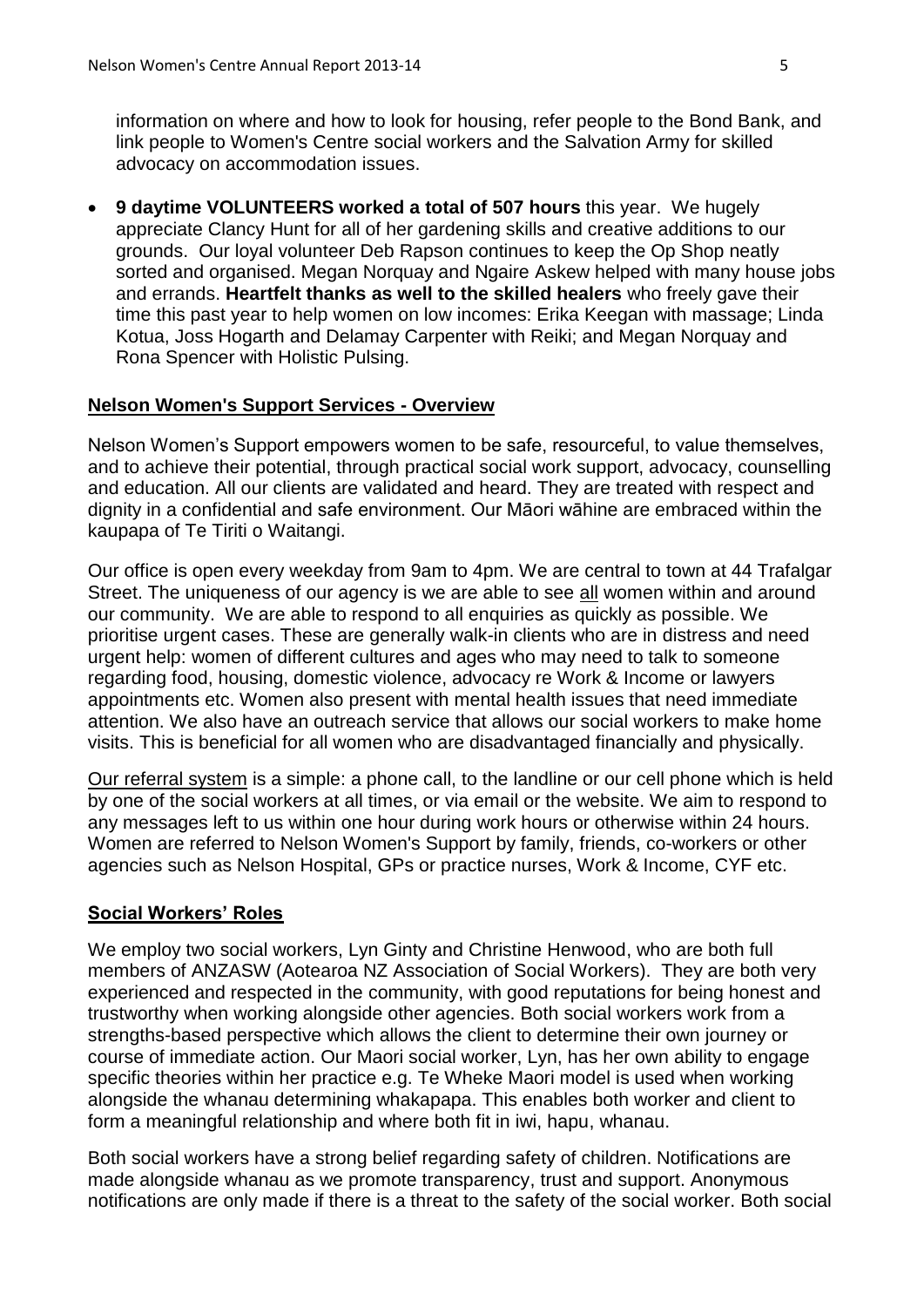information on where and how to look for housing, refer people to the Bond Bank, and link people to Women's Centre social workers and the Salvation Army for skilled advocacy on accommodation issues.

- **9 daytime VOLUNTEERS worked a total of 507 hours** this year. We hugely appreciate Clancy Hunt for all of her gardening skills and creative additions to our grounds. Our loyal volunteer Deb Rapson continues to keep the Op Shop neatly sorted and organised. Megan Norquay and Ngaire Askew helped with many house jobs and errands. **Heartfelt thanks as well to the skilled healers** who freely gave their time this past year to help women on low incomes: Erika Keegan with massage; Linda Kotua, Joss Hogarth and Delamay Carpenter with Reiki; and Megan Norquay and Rona Spencer with Holistic Pulsing.

## Nelson Women's Support Services - Overview

Nelson Women's Support empowers women to be safe, resourceful, to value themselves, and to achieve their potential, through practical social work support, advocacy, counselling and education. All our clients are validated and heard. They are treated with respect and dignity in a confidential and safe environment. Our Māori wāhine are embraced within the kaupapa of Te Tiriti o Waitangi.

Our office is open every weekday from 9am to 4pm. We are central to town at 44 Trafalgar Street. The uniqueness of our agency is we are able to see <u>all</u> women within and around our community. We are able to respond to all enquiries as quickly as possible. We prioritise urgent cases. These are generally walk-in clients who are in distress and need urgent help: women of different cultures and ages who may need to talk to someone regarding food, housing, domestic violence, advocacy re Work & Income or lawyers appointments etc. Women also present with mental health issues that need immediate attention. We also have an outreach service that allows our social workers to make home visits. This is beneficial for all women who are disadvantaged financially and physically.

<u>Our referral system</u> is a simple: a phone call, to the landline or our cell phone which is held by one of the social workers at all times, or via email or the website. We aim to respond to any messages left to us within one hour during work hours or otherwise within 24 hours. Women are referred to Nelson Women's Support by family, friends, co-workers or other agencies such as Nelson Hospital, GPs or practice nurses, Work & Income, CYF etc.

## Social Workers' Roles

We employ two social workers, Lyn Ginty and Christine Henwood, who are both full members of ANZASW (Aotearoa NZ Association of Social Workers). They are both very experienced and respected in the community, with good reputations for being honest and trustworthy when working alongside other agencies. Both social workers work from a strengths-based perspective which allows the client to determine their own journey or course of immediate action. Our Maori social worker, Lyn, has her own ability to engage specific theories within her practice e.g. Te Wheke Maori model is used when working alongside the whanau determining whakapapa. This enables both worker and client to form a meaningful relationship and where both fit in iwi, hapu, whanau.

Both social workers have a strong belief regarding safety of children. Notifications are made alongside whanau as we promote transparency, trust and support. Anonymous notifications are only made if there is a threat to the safety of the social worker. Both social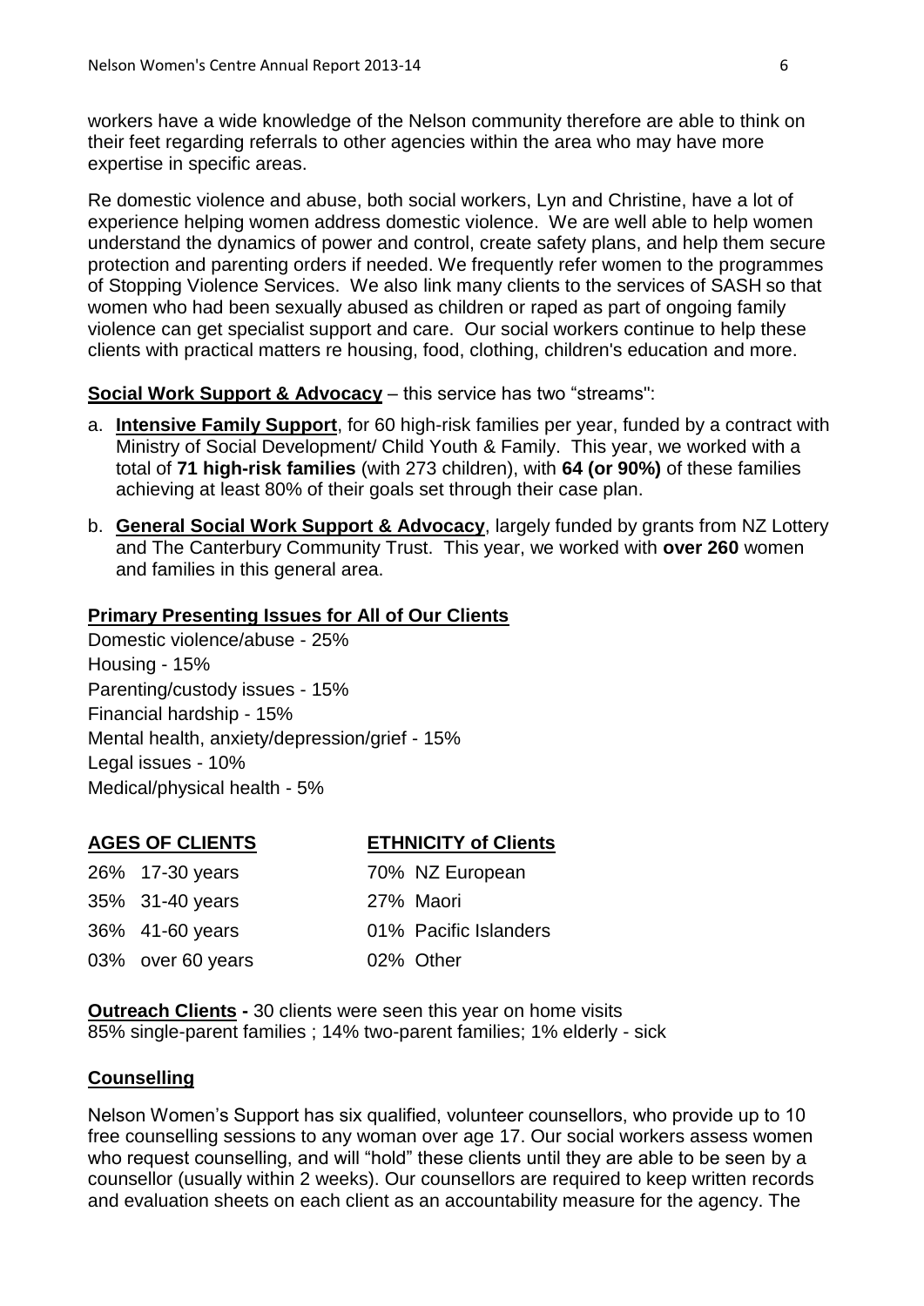workers have a wide knowledge of the Nelson community therefore are able to think on their feet regarding referrals to other agencies within the area who may have more expertise in specific areas.

Re domestic violence and abuse, both social workers, Lyn and Christine, have a lot of experience helping women address domestic violence. We are well able to help women understand the dynamics of power and control, create safety plans, and help them secure protection and parenting orders if needed. We frequently refer women to the programmes of Stopping Violence Services. We also link many clients to the services of SASH so that women who had been sexually abused as children or raped as part of ongoing family violence can get specialist support and care. Our social workers continue to help these clients with practical matters re housing, food, clothing, children's education and more.

**Social Work Support & Advocacy** – this service has two "streams":

a. **Intensive Family Support**, for 60 high-risk families per year, funded by a contract with Ministry of Social Development/ Child Youth & Family. This year, we worked with a total of **71 high-risk families** (with 273 children), with **64 (or 90%)** of these families achieving at least 80% of their goals set through their case plan.

b. **General Social Work Support & Advocacy**, largely funded by grants from NZ Lottery and The Canterbury Community Trust. This year, we worked with **over 260** women and families in this general area.

**Primary Presenting Issues for All of Our Clients**

Domestic violence/abuse - 25%
Housing - 15%
Parenting/custody issues - 15%
Financial hardship - 15%
Mental health, anxiety/depression/grief - 15%
Legal issues - 10%
Medical/physical health - 5%

| AGES OF CLIENTS | ETHNICITY of Clients |
| --- | --- |
| 26% 17-30 years | 70% NZ European |
| 35% 31-40 years | 27% Maori |
| 36% 41-60 years | 01% Pacific Islanders |
| 03% over 60 years | 02% Other |

**Outreach Clients -** 30 clients were seen this year on home visits
85% single-parent families ; 14% two-parent families; 1% elderly - sick

**Counselling**

Nelson Women's Support has six qualified, volunteer counsellors, who provide up to 10 free counselling sessions to any woman over age 17. Our social workers assess women who request counselling, and will "hold" these clients until they are able to be seen by a counsellor (usually within 2 weeks). Our counsellors are required to keep written records and evaluation sheets on each client as an accountability measure for the agency. The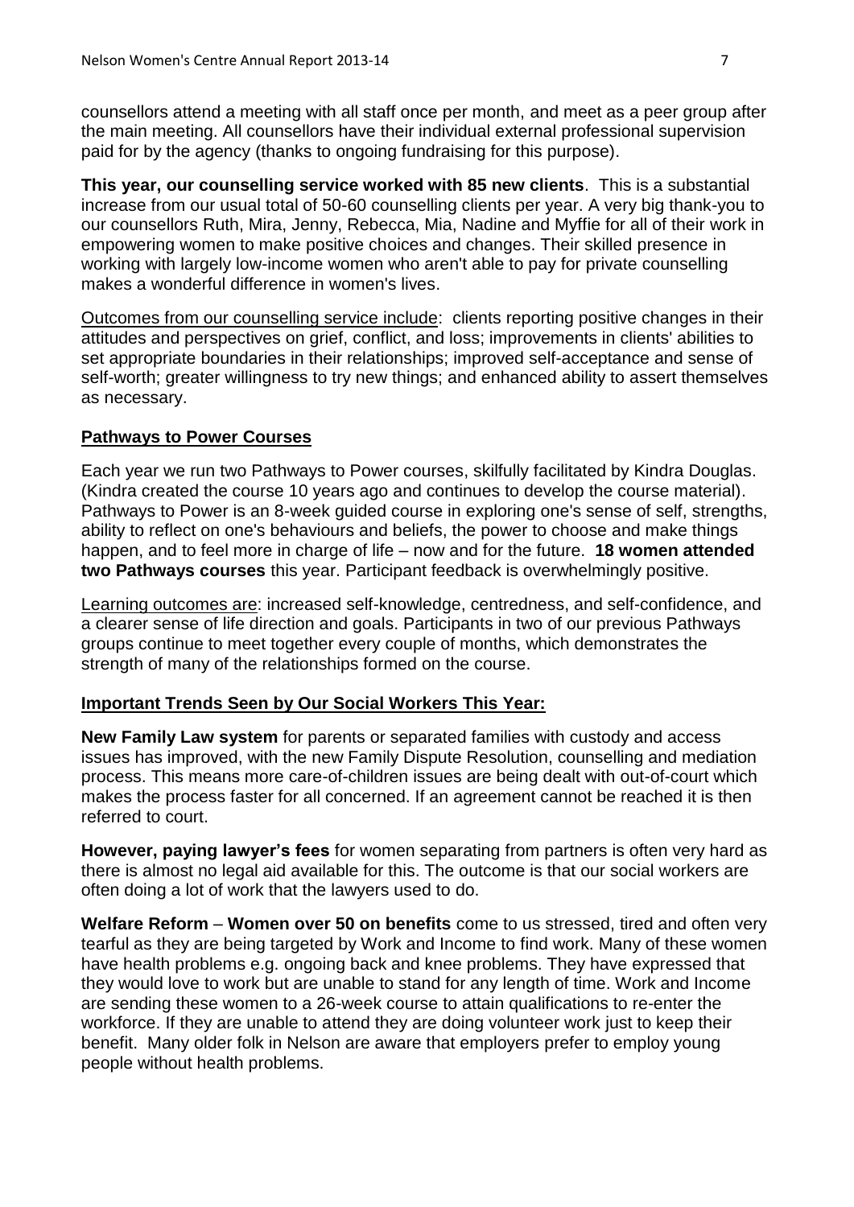counsellors attend a meeting with all staff once per month, and meet as a peer group after the main meeting. All counsellors have their individual external professional supervision paid for by the agency (thanks to ongoing fundraising for this purpose).

**This year, our counselling service worked with 85 new clients**. This is a substantial increase from our usual total of 50-60 counselling clients per year. A very big thank-you to our counsellors Ruth, Mira, Jenny, Rebecca, Mia, Nadine and Myffie for all of their work in empowering women to make positive choices and changes. Their skilled presence in working with largely low-income women who aren't able to pay for private counselling makes a wonderful difference in women's lives.

<u>Outcomes from our counselling service include</u>: clients reporting positive changes in their attitudes and perspectives on grief, conflict, and loss; improvements in clients' abilities to set appropriate boundaries in their relationships; improved self-acceptance and sense of self-worth; greater willingness to try new things; and enhanced ability to assert themselves as necessary.

## Pathways to Power Courses

Each year we run two Pathways to Power courses, skilfully facilitated by Kindra Douglas. (Kindra created the course 10 years ago and continues to develop the course material). Pathways to Power is an 8-week guided course in exploring one's sense of self, strengths, ability to reflect on one's behaviours and beliefs, the power to choose and make things happen, and to feel more in charge of life – now and for the future. **18 women attended two Pathways courses** this year. Participant feedback is overwhelmingly positive.

<u>Learning outcomes are</u>: increased self-knowledge, centredness, and self-confidence, and a clearer sense of life direction and goals. Participants in two of our previous Pathways groups continue to meet together every couple of months, which demonstrates the strength of many of the relationships formed on the course.

## Important Trends Seen by Our Social Workers This Year:

**New Family Law system** for parents or separated families with custody and access issues has improved, with the new Family Dispute Resolution, counselling and mediation process. This means more care-of-children issues are being dealt with out-of-court which makes the process faster for all concerned. If an agreement cannot be reached it is then referred to court.

**However, paying lawyer's fees** for women separating from partners is often very hard as there is almost no legal aid available for this. The outcome is that our social workers are often doing a lot of work that the lawyers used to do.

**Welfare Reform** – **Women over 50 on benefits** come to us stressed, tired and often very tearful as they are being targeted by Work and Income to find work. Many of these women have health problems e.g. ongoing back and knee problems. They have expressed that they would love to work but are unable to stand for any length of time. Work and Income are sending these women to a 26-week course to attain qualifications to re-enter the workforce. If they are unable to attend they are doing volunteer work just to keep their benefit. Many older folk in Nelson are aware that employers prefer to employ young people without health problems.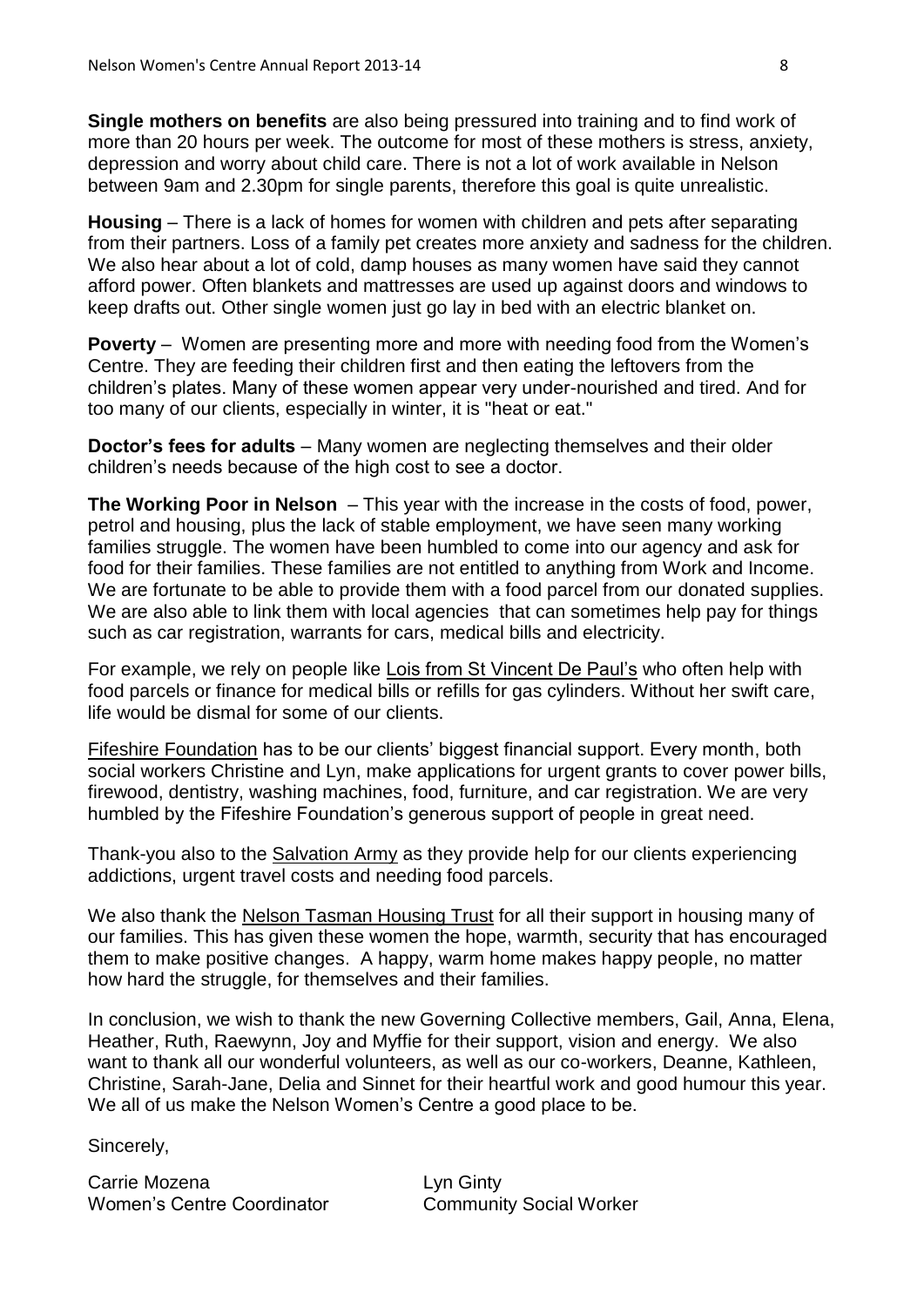**Single mothers on benefits** are also being pressured into training and to find work of more than 20 hours per week. The outcome for most of these mothers is stress, anxiety, depression and worry about child care. There is not a lot of work available in Nelson between 9am and 2.30pm for single parents, therefore this goal is quite unrealistic.

**Housing** – There is a lack of homes for women with children and pets after separating from their partners. Loss of a family pet creates more anxiety and sadness for the children. We also hear about a lot of cold, damp houses as many women have said they cannot afford power. Often blankets and mattresses are used up against doors and windows to keep drafts out. Other single women just go lay in bed with an electric blanket on.

**Poverty** – Women are presenting more and more with needing food from the Women's Centre. They are feeding their children first and then eating the leftovers from the children's plates. Many of these women appear very under-nourished and tired. And for too many of our clients, especially in winter, it is "heat or eat."

**Doctor's fees for adults** – Many women are neglecting themselves and their older children's needs because of the high cost to see a doctor.

**The Working Poor in Nelson** – This year with the increase in the costs of food, power, petrol and housing, plus the lack of stable employment, we have seen many working families struggle. The women have been humbled to come into our agency and ask for food for their families. These families are not entitled to anything from Work and Income. We are fortunate to be able to provide them with a food parcel from our donated supplies. We are also able to link them with local agencies that can sometimes help pay for things such as car registration, warrants for cars, medical bills and electricity.

For example, we rely on people like Lois from St Vincent De Paul's who often help with food parcels or finance for medical bills or refills for gas cylinders. Without her swift care, life would be dismal for some of our clients.

Fifeshire Foundation has to be our clients' biggest financial support. Every month, both social workers Christine and Lyn, make applications for urgent grants to cover power bills, firewood, dentistry, washing machines, food, furniture, and car registration. We are very humbled by the Fifeshire Foundation's generous support of people in great need.

Thank-you also to the Salvation Army as they provide help for our clients experiencing addictions, urgent travel costs and needing food parcels.

We also thank the Nelson Tasman Housing Trust for all their support in housing many of our families. This has given these women the hope, warmth, security that has encouraged them to make positive changes. A happy, warm home makes happy people, no matter how hard the struggle, for themselves and their families.

In conclusion, we wish to thank the new Governing Collective members, Gail, Anna, Elena, Heather, Ruth, Raewynn, Joy and Myffie for their support, vision and energy. We also want to thank all our wonderful volunteers, as well as our co-workers, Deanne, Kathleen, Christine, Sarah-Jane, Delia and Sinnet for their heartful work and good humour this year. We all of us make the Nelson Women's Centre a good place to be.

Sincerely,

Carrie Mozena
Women's Centre Coordinator

Lyn Ginty
Community Social Worker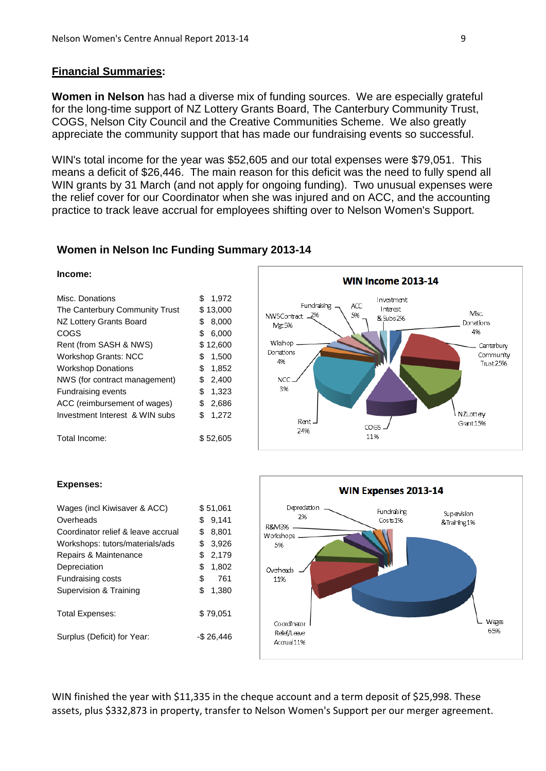## Financial Summaries:

**Women in Nelson** has had a diverse mix of funding sources. We are especially grateful for the long-time support of NZ Lottery Grants Board, The Canterbury Community Trust, COGS, Nelson City Council and the Creative Communities Scheme. We also greatly appreciate the community support that has made our fundraising events so successful.

WIN's total income for the year was $52,605 and our total expenses were $79,051. This means a deficit of $26,446. The main reason for this deficit was the need to fully spend all WIN grants by 31 March (and not apply for ongoing funding). Two unusual expenses were the relief cover for our Coordinator when she was injured and on ACC, and the accounting practice to track leave accrual for employees shifting over to Nelson Women's Support.

### Women in Nelson Inc Funding Summary 2013-14

**Income:**

| Item | Amount |
|---|---|
| Misc. Donations | $ 1,972 |
| The Canterbury Community Trust | $ 13,000 |
| NZ Lottery Grants Board | $ 8,000 |
| COGS | $ 6,000 |
| Rent (from SASH & NWS) | $ 12,600 |
| Workshop Grants: NCC | $ 1,500 |
| Workshop Donations | $ 1,852 |
| NWS (for contract management) | $ 2,400 |
| Fundraising events | $ 1,323 |
| ACC (reimbursement of wages) | $ 2,686 |
| Investment Interest & WIN subs | $ 1,272 |
| Total Income: | $ 52,605 |

**WIN Income 2013-14**

Misc. Donations 4%; Canterbury Community Trust 25%; NZ Lottery Grant 15%; COGS 11%; Rent 24%; NCC 3%; Wkshop Donations 4%; NWS Contract Mgt 5%; Fundraising 2%; ACC 5%; Investment Interest & Subs 2%

**Expenses:**

| Item | Amount |
|---|---|
| Wages (incl Kiwisaver & ACC) | $ 51,061 |
| Overheads | $ 9,141 |
| Coordinator relief & leave accrual | $ 8,801 |
| Workshops: tutors/materials/ads | $ 3,926 |
| Repairs & Maintenance | $ 2,179 |
| Depreciation | $ 1,802 |
| Fundraising costs | $ 761 |
| Supervision & Training | $ 1,380 |
| Total Expenses: | $ 79,051 |
| Surplus (Deficit) for Year: | -$ 26,446 |

**WIN Expenses 2013-14**

Wages 65%; Coordinator Relief/Leave Accrual 11%; Overheads 11%; Workshops 5%; R&M 3%; Depreciation 2%; Fundraising Costs 1%; Supervision & Training 1%

WIN finished the year with $11,335 in the cheque account and a term deposit of $25,998. These assets, plus $332,873 in property, transfer to Nelson Women's Support per our merger agreement.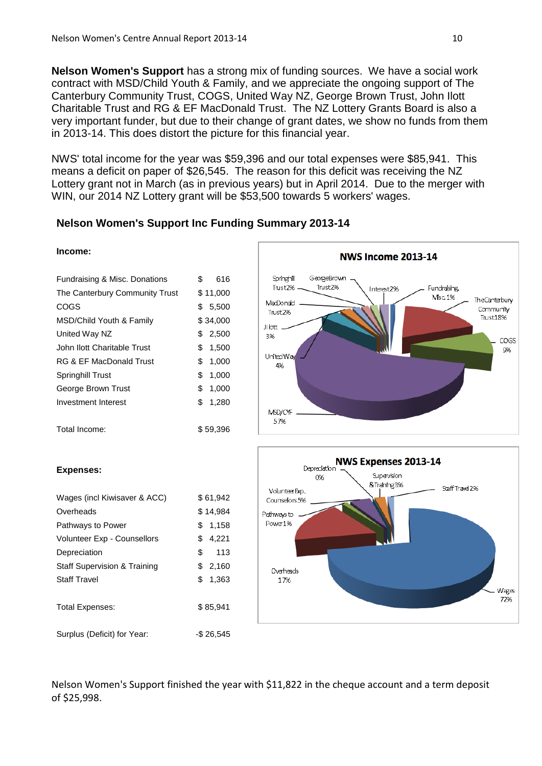**Nelson Women's Support** has a strong mix of funding sources. We have a social work contract with MSD/Child Youth & Family, and we appreciate the ongoing support of The Canterbury Community Trust, COGS, United Way NZ, George Brown Trust, John Ilott Charitable Trust and RG & EF MacDonald Trust. The NZ Lottery Grants Board is also a very important funder, but due to their change of grant dates, we show no funds from them in 2013-14. This does distort the picture for this financial year.

NWS' total income for the year was $59,396 and our total expenses were $85,941. This means a deficit on paper of $26,545. The reason for this deficit was receiving the NZ Lottery grant not in March (as in previous years) but in April 2014. Due to the merger with WIN, our 2014 NZ Lottery grant will be $53,500 towards 5 workers' wages.

## Nelson Women's Support Inc Funding Summary 2013-14

**Income:**

| | |
|---|---|
| Fundraising & Misc. Donations | $ 616 |
| The Canterbury Community Trust | $ 11,000 |
| COGS | $ 5,500 |
| MSD/Child Youth & Family | $ 34,000 |
| United Way NZ | $ 2,500 |
| John Ilott Charitable Trust | $ 1,500 |
| RG & EF MacDonald Trust | $ 1,000 |
| Springhill Trust | $ 1,000 |
| George Brown Trust | $ 1,000 |
| Investment Interest | $ 1,280 |
| Total Income: | $ 59,396 |

**NWS Income 2013-14**

Springhill Trust 2%
George Brown Trust 2%
Interest 2%
Fundraising, Misc. 1%
The Canterbury Community Trust 18%
COGS 9%
MacDonald Trust 2%
JI lott 3%
United Way 4%
MSD/CYF 57%

**Expenses:**

| | |
|---|---|
| Wages (incl Kiwisaver & ACC) | $ 61,942 |
| Overheads | $ 14,984 |
| Pathways to Power | $ 1,158 |
| Volunteer Exp - Counsellors | $ 4,221 |
| Depreciation | $ 113 |
| Staff Supervision & Training | $ 2,160 |
| Staff Travel | $ 1,363 |
| Total Expenses: | $ 85,941 |
| Surplus (Deficit) for Year: | -$ 26,545 |

**NWS Expenses 2013-14**

Depreciation 0%
Supervision & Training 3%
Staff Travel 2%
Volunteer Exp. Counsellors 5%
Pathways to Power 1%
Overheads 17%
Wages 72%

Nelson Women's Support finished the year with $11,822 in the cheque account and a term deposit of $25,998.